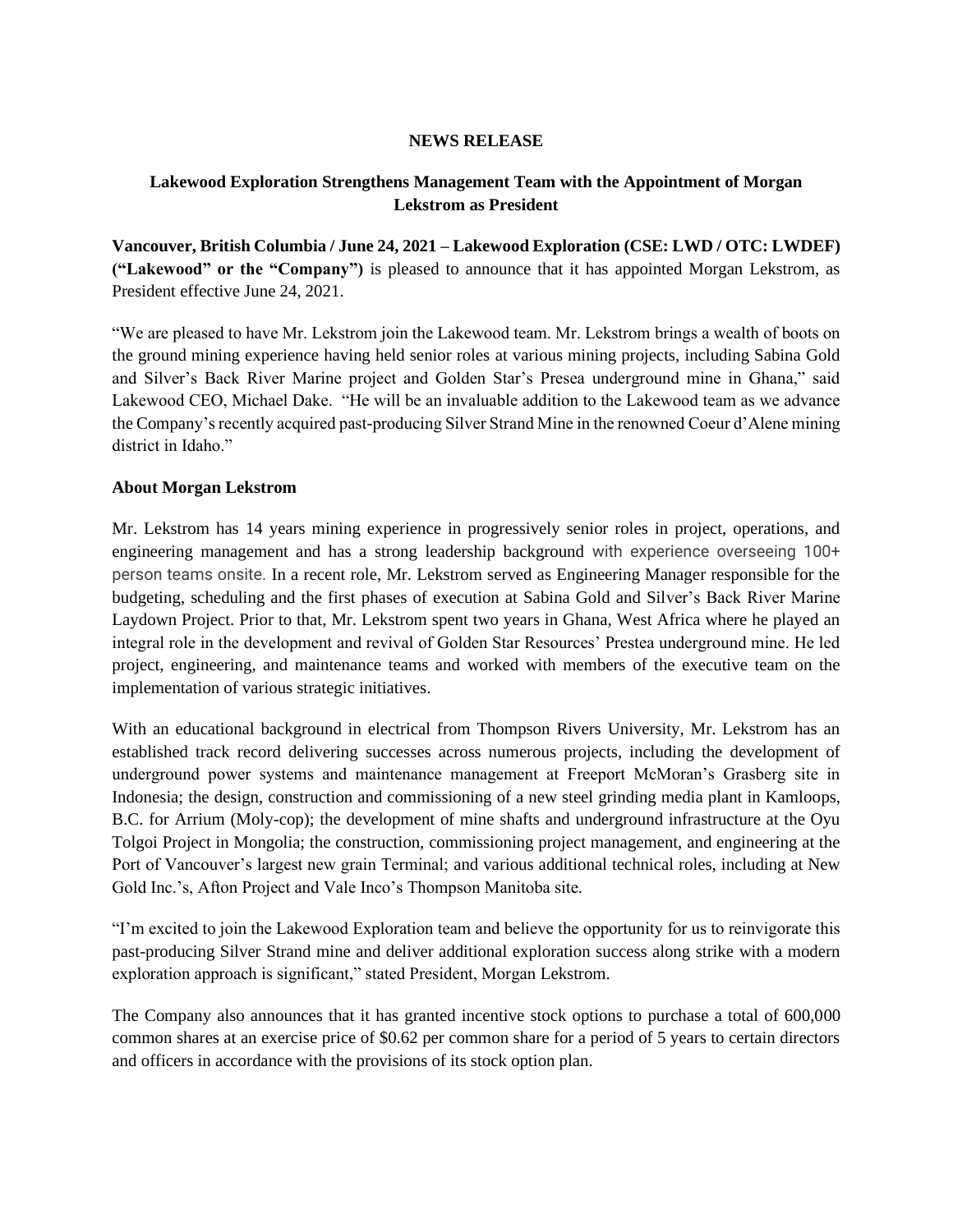**NEWS RELEASE**

## Lakewood Exploration Strengthens Management Team with the Appointment of Morgan Lekstrom as President

**Vancouver, British Columbia / June 24, 2021 – Lakewood Exploration (CSE: LWD / OTC: LWDEF) ("Lakewood" or the "Company")** is pleased to announce that it has appointed Morgan Lekstrom, as President effective June 24, 2021.

"We are pleased to have Mr. Lekstrom join the Lakewood team. Mr. Lekstrom brings a wealth of boots on the ground mining experience having held senior roles at various mining projects, including Sabina Gold and Silver's Back River Marine project and Golden Star's Presea underground mine in Ghana," said Lakewood CEO, Michael Dake. "He will be an invaluable addition to the Lakewood team as we advance the Company's recently acquired past-producing Silver Strand Mine in the renowned Coeur d'Alene mining district in Idaho."

**About Morgan Lekstrom**

Mr. Lekstrom has 14 years mining experience in progressively senior roles in project, operations, and engineering management and has a strong leadership background with experience overseeing 100+ person teams onsite. In a recent role, Mr. Lekstrom served as Engineering Manager responsible for the budgeting, scheduling and the first phases of execution at Sabina Gold and Silver's Back River Marine Laydown Project. Prior to that, Mr. Lekstrom spent two years in Ghana, West Africa where he played an integral role in the development and revival of Golden Star Resources' Prestea underground mine. He led project, engineering, and maintenance teams and worked with members of the executive team on the implementation of various strategic initiatives.

With an educational background in electrical from Thompson Rivers University, Mr. Lekstrom has an established track record delivering successes across numerous projects, including the development of underground power systems and maintenance management at Freeport McMoran's Grasberg site in Indonesia; the design, construction and commissioning of a new steel grinding media plant in Kamloops, B.C. for Arrium (Moly-cop); the development of mine shafts and underground infrastructure at the Oyu Tolgoi Project in Mongolia; the construction, commissioning project management, and engineering at the Port of Vancouver's largest new grain Terminal; and various additional technical roles, including at New Gold Inc.'s, Afton Project and Vale Inco's Thompson Manitoba site.

"I'm excited to join the Lakewood Exploration team and believe the opportunity for us to reinvigorate this past-producing Silver Strand mine and deliver additional exploration success along strike with a modern exploration approach is significant," stated President, Morgan Lekstrom.

The Company also announces that it has granted incentive stock options to purchase a total of 600,000 common shares at an exercise price of $0.62 per common share for a period of 5 years to certain directors and officers in accordance with the provisions of its stock option plan.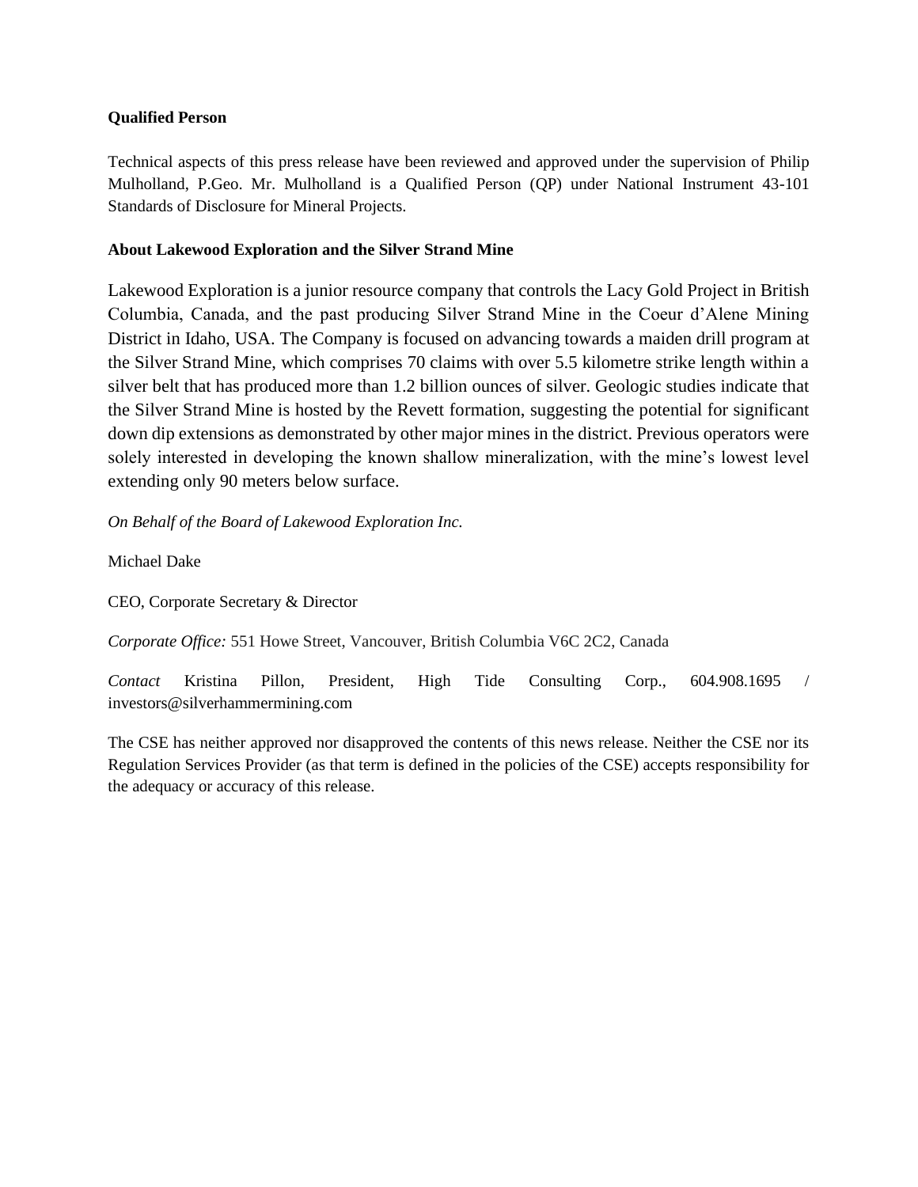**Qualified Person**

Technical aspects of this press release have been reviewed and approved under the supervision of Philip Mulholland, P.Geo. Mr. Mulholland is a Qualified Person (QP) under National Instrument 43-101 Standards of Disclosure for Mineral Projects.

**About Lakewood Exploration and the Silver Strand Mine**

Lakewood Exploration is a junior resource company that controls the Lacy Gold Project in British Columbia, Canada, and the past producing Silver Strand Mine in the Coeur d'Alene Mining District in Idaho, USA. The Company is focused on advancing towards a maiden drill program at the Silver Strand Mine, which comprises 70 claims with over 5.5 kilometre strike length within a silver belt that has produced more than 1.2 billion ounces of silver. Geologic studies indicate that the Silver Strand Mine is hosted by the Revett formation, suggesting the potential for significant down dip extensions as demonstrated by other major mines in the district. Previous operators were solely interested in developing the known shallow mineralization, with the mine's lowest level extending only 90 meters below surface.

*On Behalf of the Board of Lakewood Exploration Inc.*

Michael Dake

CEO, Corporate Secretary & Director

*Corporate Office:* 551 Howe Street, Vancouver, British Columbia V6C 2C2, Canada

*Contact* Kristina Pillon, President, High Tide Consulting Corp., 604.908.1695 / investors@silverhammermining.com

The CSE has neither approved nor disapproved the contents of this news release. Neither the CSE nor its Regulation Services Provider (as that term is defined in the policies of the CSE) accepts responsibility for the adequacy or accuracy of this release.